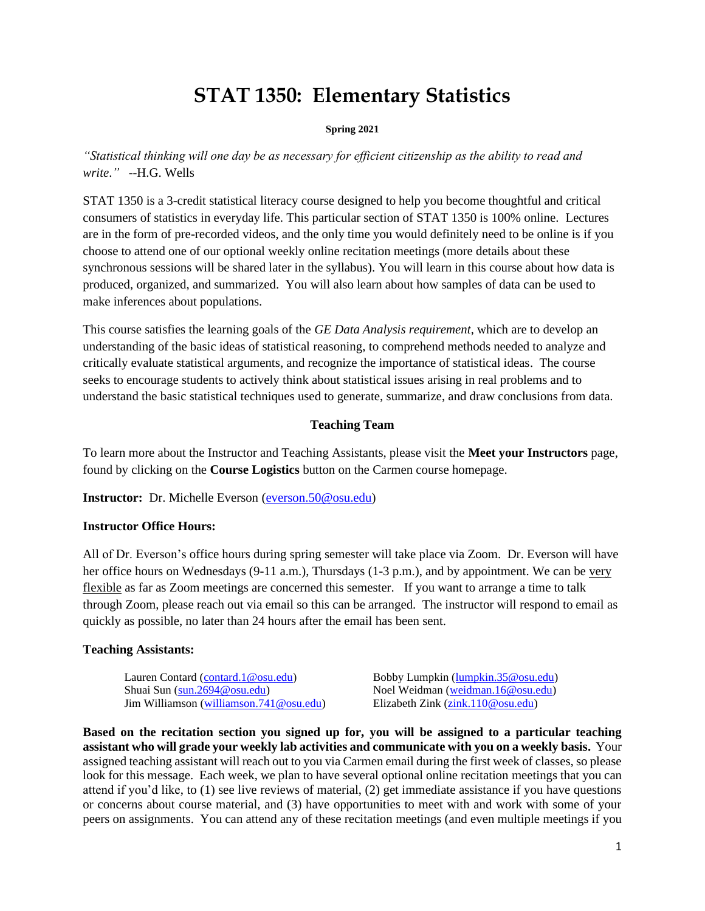# STAT 1350: Elementary Statistics

**Spring 2021**

*"Statistical thinking will one day be as necessary for efficient citizenship as the ability to read and write."* --H.G. Wells

STAT 1350 is a 3-credit statistical literacy course designed to help you become thoughtful and critical consumers of statistics in everyday life. This particular section of STAT 1350 is 100% online. Lectures are in the form of pre-recorded videos, and the only time you would definitely need to be online is if you choose to attend one of our optional weekly online recitation meetings (more details about these synchronous sessions will be shared later in the syllabus). You will learn in this course about how data is produced, organized, and summarized. You will also learn about how samples of data can be used to make inferences about populations.

This course satisfies the learning goals of the *GE Data Analysis requirement*, which are to develop an understanding of the basic ideas of statistical reasoning, to comprehend methods needed to analyze and critically evaluate statistical arguments, and recognize the importance of statistical ideas. The course seeks to encourage students to actively think about statistical issues arising in real problems and to understand the basic statistical techniques used to generate, summarize, and draw conclusions from data.

## Teaching Team

To learn more about the Instructor and Teaching Assistants, please visit the **Meet your Instructors** page, found by clicking on the **Course Logistics** button on the Carmen course homepage.

**Instructor:** Dr. Michelle Everson (everson.50@osu.edu)

**Instructor Office Hours:**

All of Dr. Everson's office hours during spring semester will take place via Zoom. Dr. Everson will have her office hours on Wednesdays (9-11 a.m.), Thursdays (1-3 p.m.), and by appointment. We can be very flexible as far as Zoom meetings are concerned this semester. If you want to arrange a time to talk through Zoom, please reach out via email so this can be arranged. The instructor will respond to email as quickly as possible, no later than 24 hours after the email has been sent.

**Teaching Assistants:**

- Lauren Contard (contard.1@osu.edu)
- Shuai Sun (sun.2694@osu.edu)
- Jim Williamson (williamson.741@osu.edu)
- Bobby Lumpkin (lumpkin.35@osu.edu)
- Noel Weidman (weidman.16@osu.edu)
- Elizabeth Zink (zink.110@osu.edu)

**Based on the recitation section you signed up for, you will be assigned to a particular teaching assistant who will grade your weekly lab activities and communicate with you on a weekly basis.** Your assigned teaching assistant will reach out to you via Carmen email during the first week of classes, so please look for this message. Each week, we plan to have several optional online recitation meetings that you can attend if you'd like, to (1) see live reviews of material, (2) get immediate assistance if you have questions or concerns about course material, and (3) have opportunities to meet with and work with some of your peers on assignments. You can attend any of these recitation meetings (and even multiple meetings if you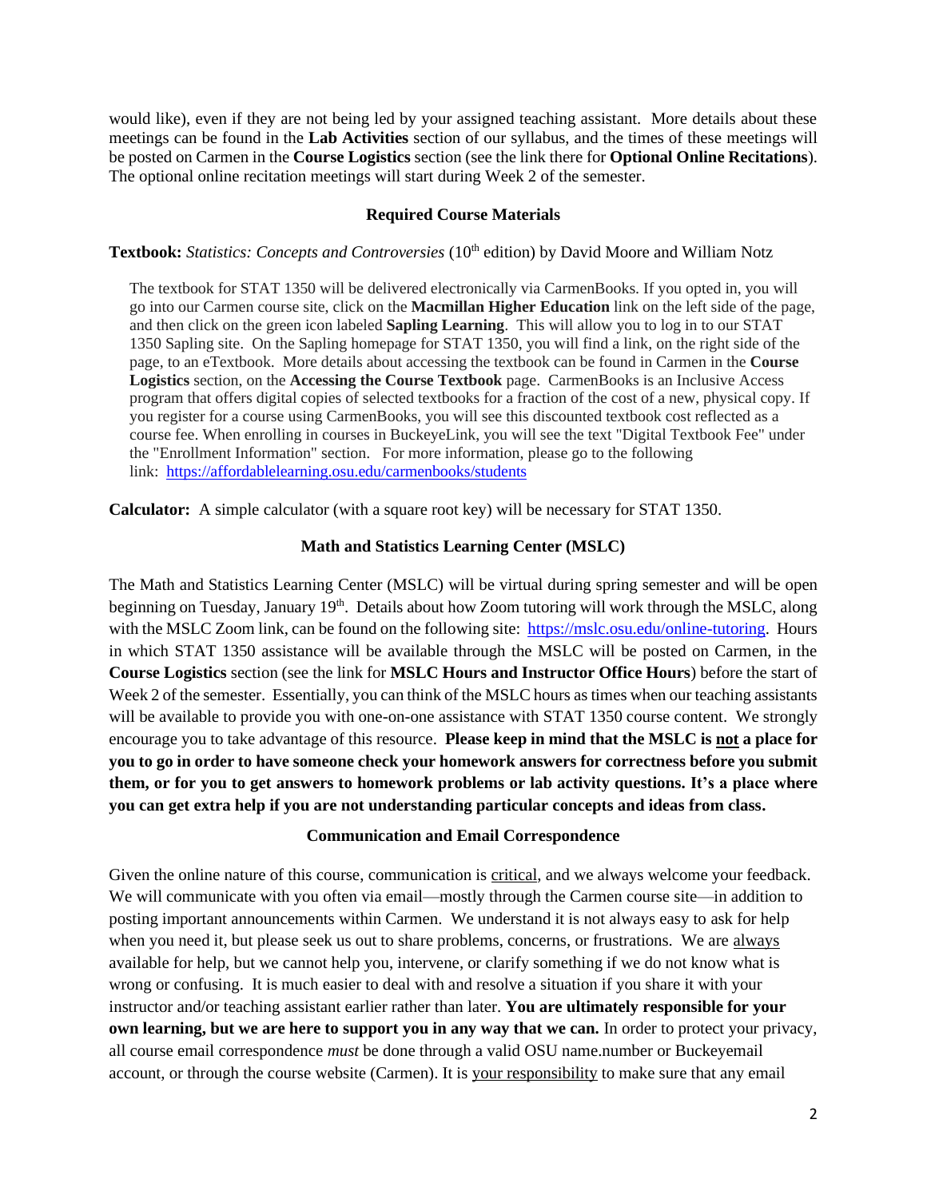would like), even if they are not being led by your assigned teaching assistant. More details about these meetings can be found in the **Lab Activities** section of our syllabus, and the times of these meetings will be posted on Carmen in the **Course Logistics** section (see the link there for **Optional Online Recitations**). The optional online recitation meetings will start during Week 2 of the semester.

### Required Course Materials

**Textbook:** *Statistics: Concepts and Controversies* (10th edition) by David Moore and William Notz

> The textbook for STAT 1350 will be delivered electronically via CarmenBooks. If you opted in, you will go into our Carmen course site, click on the **Macmillan Higher Education** link on the left side of the page, and then click on the green icon labeled **Sapling Learning**. This will allow you to log in to our STAT 1350 Sapling site. On the Sapling homepage for STAT 1350, you will find a link, on the right side of the page, to an eTextbook. More details about accessing the textbook can be found in Carmen in the **Course Logistics** section, on the **Accessing the Course Textbook** page. CarmenBooks is an Inclusive Access program that offers digital copies of selected textbooks for a fraction of the cost of a new, physical copy. If you register for a course using CarmenBooks, you will see this discounted textbook cost reflected as a course fee. When enrolling in courses in BuckeyeLink, you will see the text "Digital Textbook Fee" under the "Enrollment Information" section. For more information, please go to the following link: [https://affordablelearning.osu.edu/carmenbooks/students](https://affordablelearning.osu.edu/carmenbooks/students)

**Calculator:** A simple calculator (with a square root key) will be necessary for STAT 1350.

### Math and Statistics Learning Center (MSLC)

The Math and Statistics Learning Center (MSLC) will be virtual during spring semester and will be open beginning on Tuesday, January 19th. Details about how Zoom tutoring will work through the MSLC, along with the MSLC Zoom link, can be found on the following site: [https://mslc.osu.edu/online-tutoring](https://mslc.osu.edu/online-tutoring). Hours in which STAT 1350 assistance will be available through the MSLC will be posted on Carmen, in the **Course Logistics** section (see the link for **MSLC Hours and Instructor Office Hours**) before the start of Week 2 of the semester. Essentially, you can think of the MSLC hours as times when our teaching assistants will be available to provide you with one-on-one assistance with STAT 1350 course content. We strongly encourage you to take advantage of this resource. **Please keep in mind that the MSLC is <u>not</u> a place for you to go in order to have someone check your homework answers for correctness before you submit them, or for you to get answers to homework problems or lab activity questions. It's a place where you can get extra help if you are not understanding particular concepts and ideas from class.**

### Communication and Email Correspondence

Given the online nature of this course, communication is <u>critical</u>, and we always welcome your feedback. We will communicate with you often via email—mostly through the Carmen course site—in addition to posting important announcements within Carmen. We understand it is not always easy to ask for help when you need it, but please seek us out to share problems, concerns, or frustrations. We are <u>always</u> available for help, but we cannot help you, intervene, or clarify something if we do not know what is wrong or confusing. It is much easier to deal with and resolve a situation if you share it with your instructor and/or teaching assistant earlier rather than later. **You are ultimately responsible for your own learning, but we are here to support you in any way that we can.** In order to protect your privacy, all course email correspondence *must* be done through a valid OSU name.number or Buckeyemail account, or through the course website (Carmen). It is <u>your responsibility</u> to make sure that any email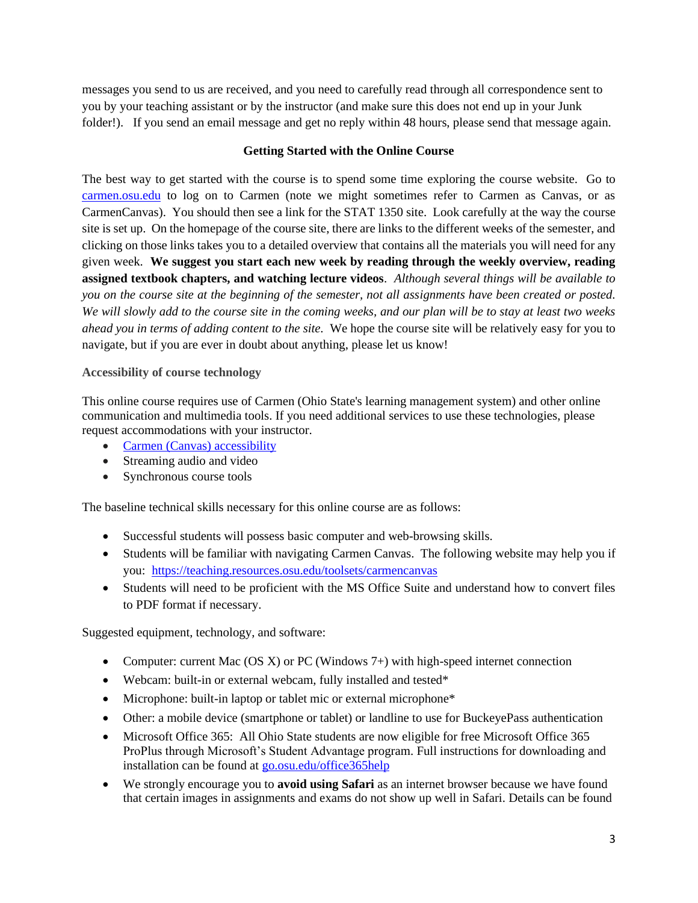messages you send to us are received, and you need to carefully read through all correspondence sent to you by your teaching assistant or by the instructor (and make sure this does not end up in your Junk folder!). If you send an email message and get no reply within 48 hours, please send that message again.

## Getting Started with the Online Course

The best way to get started with the course is to spend some time exploring the course website. Go to [carmen.osu.edu](carmen.osu.edu) to log on to Carmen (note we might sometimes refer to Carmen as Canvas, or as CarmenCanvas). You should then see a link for the STAT 1350 site. Look carefully at the way the course site is set up. On the homepage of the course site, there are links to the different weeks of the semester, and clicking on those links takes you to a detailed overview that contains all the materials you will need for any given week. **We suggest you start each new week by reading through the weekly overview, reading assigned textbook chapters, and watching lecture videos**. *Although several things will be available to you on the course site at the beginning of the semester, not all assignments have been created or posted. We will slowly add to the course site in the coming weeks, and our plan will be to stay at least two weeks ahead you in terms of adding content to the site.* We hope the course site will be relatively easy for you to navigate, but if you are ever in doubt about anything, please let us know!

### Accessibility of course technology

This online course requires use of Carmen (Ohio State's learning management system) and other online communication and multimedia tools. If you need additional services to use these technologies, please request accommodations with your instructor.

- Carmen (Canvas) accessibility
- Streaming audio and video
- Synchronous course tools

The baseline technical skills necessary for this online course are as follows:

- Successful students will possess basic computer and web-browsing skills.
- Students will be familiar with navigating Carmen Canvas. The following website may help you if you: https://teaching.resources.osu.edu/toolsets/carmencanvas
- Students will need to be proficient with the MS Office Suite and understand how to convert files to PDF format if necessary.

Suggested equipment, technology, and software:

- Computer: current Mac (OS X) or PC (Windows 7+) with high-speed internet connection
- Webcam: built-in or external webcam, fully installed and tested*
- Microphone: built-in laptop or tablet mic or external microphone*
- Other: a mobile device (smartphone or tablet) or landline to use for BuckeyePass authentication
- Microsoft Office 365: All Ohio State students are now eligible for free Microsoft Office 365 ProPlus through Microsoft's Student Advantage program. Full instructions for downloading and installation can be found at go.osu.edu/office365help
- We strongly encourage you to **avoid using Safari** as an internet browser because we have found that certain images in assignments and exams do not show up well in Safari. Details can be found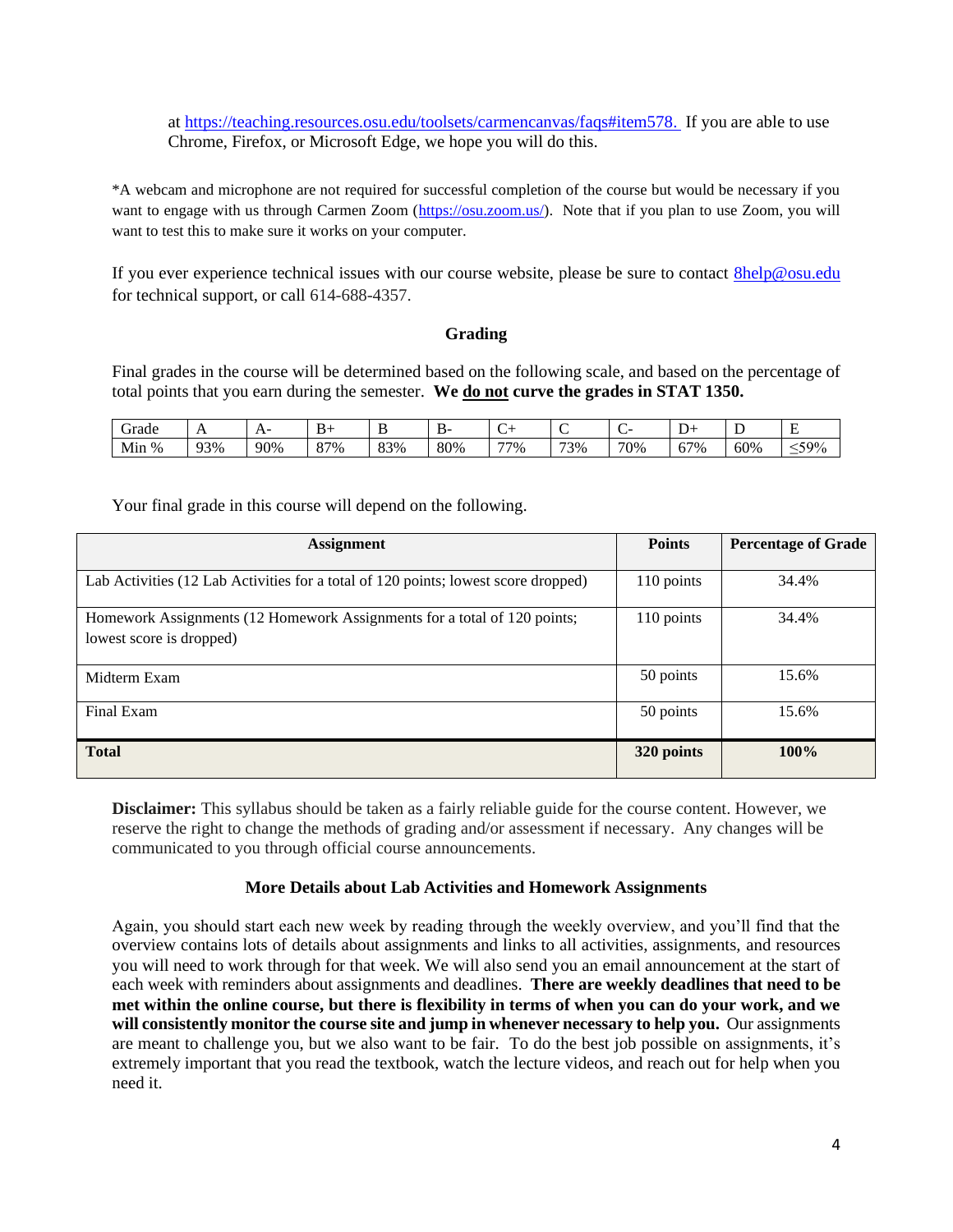at https://teaching.resources.osu.edu/toolsets/carmencanvas/faqs#item578. If you are able to use Chrome, Firefox, or Microsoft Edge, we hope you will do this.

*A webcam and microphone are not required for successful completion of the course but would be necessary if you want to engage with us through Carmen Zoom (https://osu.zoom.us/). Note that if you plan to use Zoom, you will want to test this to make sure it works on your computer.

If you ever experience technical issues with our course website, please be sure to contact 8help@osu.edu for technical support, or call 614-688-4357.

## Grading

Final grades in the course will be determined based on the following scale, and based on the percentage of total points that you earn during the semester. **We do not curve the grades in STAT 1350.**

| Grade | A | A- | B+ | B | B- | C+ | C | C- | D+ | D | E |
|---|---|---|---|---|---|---|---|---|---|---|---|
| Min % | 93% | 90% | 87% | 83% | 80% | 77% | 73% | 70% | 67% | 60% | ≤59% |

Your final grade in this course will depend on the following.

| Assignment | Points | Percentage of Grade |
|---|---|---|
| Lab Activities (12 Lab Activities for a total of 120 points; lowest score dropped) | 110 points | 34.4% |
| Homework Assignments (12 Homework Assignments for a total of 120 points; lowest score is dropped) | 110 points | 34.4% |
| Midterm Exam | 50 points | 15.6% |
| Final Exam | 50 points | 15.6% |
| **Total** | **320 points** | **100%** |

**Disclaimer:** This syllabus should be taken as a fairly reliable guide for the course content. However, we reserve the right to change the methods of grading and/or assessment if necessary. Any changes will be communicated to you through official course announcements.

## More Details about Lab Activities and Homework Assignments

Again, you should start each new week by reading through the weekly overview, and you'll find that the overview contains lots of details about assignments and links to all activities, assignments, and resources you will need to work through for that week. We will also send you an email announcement at the start of each week with reminders about assignments and deadlines. **There are weekly deadlines that need to be met within the online course, but there is flexibility in terms of when you can do your work, and we will consistently monitor the course site and jump in whenever necessary to help you.** Our assignments are meant to challenge you, but we also want to be fair. To do the best job possible on assignments, it's extremely important that you read the textbook, watch the lecture videos, and reach out for help when you need it.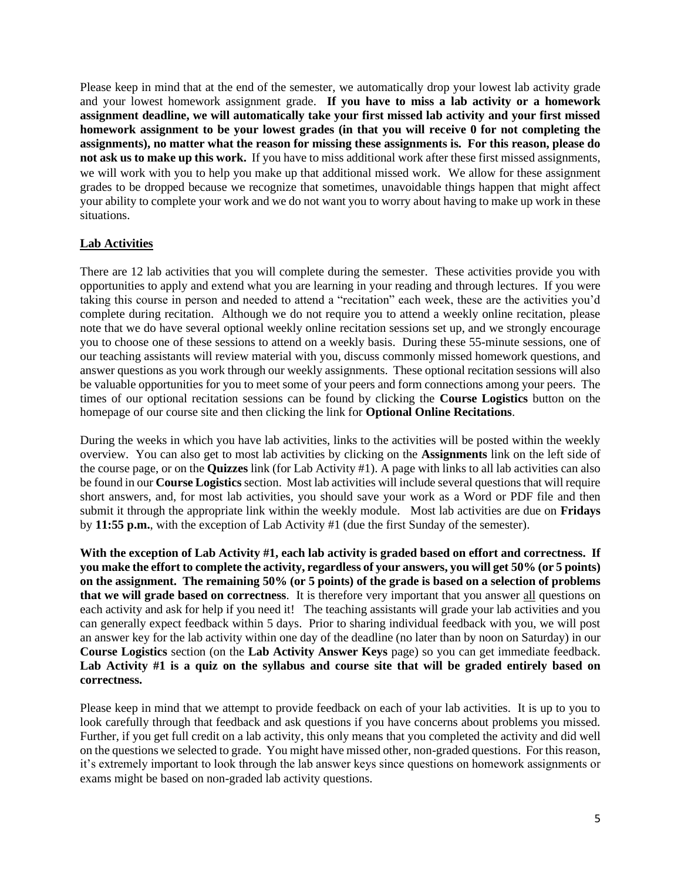Please keep in mind that at the end of the semester, we automatically drop your lowest lab activity grade and your lowest homework assignment grade. **If you have to miss a lab activity or a homework assignment deadline, we will automatically take your first missed lab activity and your first missed homework assignment to be your lowest grades (in that you will receive 0 for not completing the assignments), no matter what the reason for missing these assignments is. For this reason, please do not ask us to make up this work.** If you have to miss additional work after these first missed assignments, we will work with you to help you make up that additional missed work. We allow for these assignment grades to be dropped because we recognize that sometimes, unavoidable things happen that might affect your ability to complete your work and we do not want you to worry about having to make up work in these situations.

## Lab Activities

There are 12 lab activities that you will complete during the semester. These activities provide you with opportunities to apply and extend what you are learning in your reading and through lectures. If you were taking this course in person and needed to attend a "recitation" each week, these are the activities you'd complete during recitation. Although we do not require you to attend a weekly online recitation, please note that we do have several optional weekly online recitation sessions set up, and we strongly encourage you to choose one of these sessions to attend on a weekly basis. During these 55-minute sessions, one of our teaching assistants will review material with you, discuss commonly missed homework questions, and answer questions as you work through our weekly assignments. These optional recitation sessions will also be valuable opportunities for you to meet some of your peers and form connections among your peers. The times of our optional recitation sessions can be found by clicking the **Course Logistics** button on the homepage of our course site and then clicking the link for **Optional Online Recitations**.

During the weeks in which you have lab activities, links to the activities will be posted within the weekly overview. You can also get to most lab activities by clicking on the **Assignments** link on the left side of the course page, or on the **Quizzes** link (for Lab Activity #1). A page with links to all lab activities can also be found in our **Course Logistics** section. Most lab activities will include several questions that will require short answers, and, for most lab activities, you should save your work as a Word or PDF file and then submit it through the appropriate link within the weekly module. Most lab activities are due on **Fridays** by **11:55 p.m.**, with the exception of Lab Activity #1 (due the first Sunday of the semester).

**With the exception of Lab Activity #1, each lab activity is graded based on effort and correctness. If you make the effort to complete the activity, regardless of your answers, you will get 50% (or 5 points) on the assignment. The remaining 50% (or 5 points) of the grade is based on a selection of problems that we will grade based on correctness**. It is therefore very important that you answer all questions on each activity and ask for help if you need it! The teaching assistants will grade your lab activities and you can generally expect feedback within 5 days. Prior to sharing individual feedback with you, we will post an answer key for the lab activity within one day of the deadline (no later than by noon on Saturday) in our **Course Logistics** section (on the **Lab Activity Answer Keys** page) so you can get immediate feedback. **Lab Activity #1 is a quiz on the syllabus and course site that will be graded entirely based on correctness.**

Please keep in mind that we attempt to provide feedback on each of your lab activities. It is up to you to look carefully through that feedback and ask questions if you have concerns about problems you missed. Further, if you get full credit on a lab activity, this only means that you completed the activity and did well on the questions we selected to grade. You might have missed other, non-graded questions. For this reason, it's extremely important to look through the lab answer keys since questions on homework assignments or exams might be based on non-graded lab activity questions.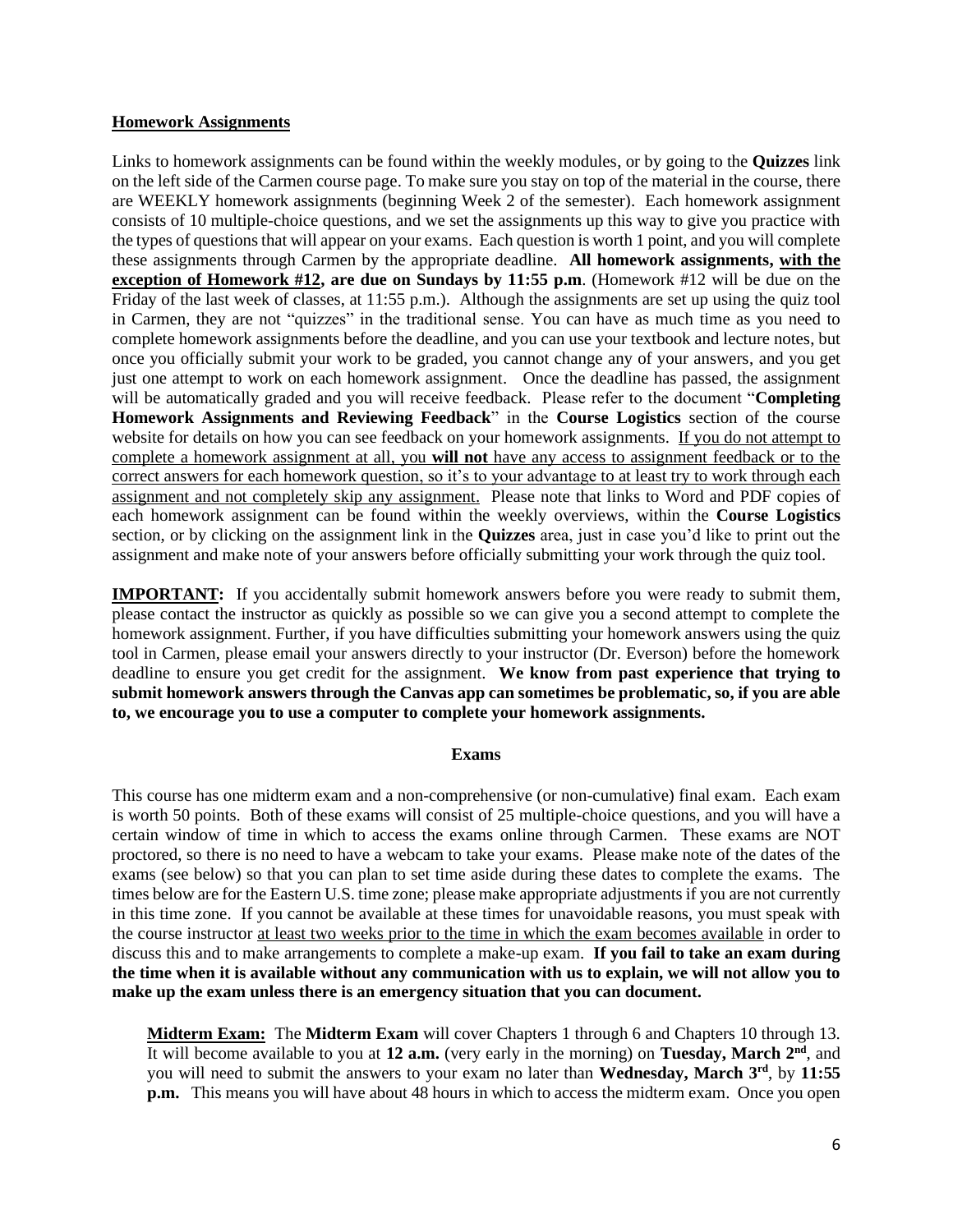**Homework Assignments**

Links to homework assignments can be found within the weekly modules, or by going to the **Quizzes** link on the left side of the Carmen course page. To make sure you stay on top of the material in the course, there are WEEKLY homework assignments (beginning Week 2 of the semester). Each homework assignment consists of 10 multiple-choice questions, and we set the assignments up this way to give you practice with the types of questions that will appear on your exams. Each question is worth 1 point, and you will complete these assignments through Carmen by the appropriate deadline. **All homework assignments, with the exception of Homework #12, are due on Sundays by 11:55 p.m**. (Homework #12 will be due on the Friday of the last week of classes, at 11:55 p.m.). Although the assignments are set up using the quiz tool in Carmen, they are not "quizzes" in the traditional sense. You can have as much time as you need to complete homework assignments before the deadline, and you can use your textbook and lecture notes, but once you officially submit your work to be graded, you cannot change any of your answers, and you get just one attempt to work on each homework assignment. Once the deadline has passed, the assignment will be automatically graded and you will receive feedback. Please refer to the document "**Completing Homework Assignments and Reviewing Feedback**" in the **Course Logistics** section of the course website for details on how you can see feedback on your homework assignments. If you do not attempt to complete a homework assignment at all, you **will not** have any access to assignment feedback or to the correct answers for each homework question, so it's to your advantage to at least try to work through each assignment and not completely skip any assignment. Please note that links to Word and PDF copies of each homework assignment can be found within the weekly overviews, within the **Course Logistics** section, or by clicking on the assignment link in the **Quizzes** area, just in case you'd like to print out the assignment and make note of your answers before officially submitting your work through the quiz tool.

**IMPORTANT:** If you accidentally submit homework answers before you were ready to submit them, please contact the instructor as quickly as possible so we can give you a second attempt to complete the homework assignment. Further, if you have difficulties submitting your homework answers using the quiz tool in Carmen, please email your answers directly to your instructor (Dr. Everson) before the homework deadline to ensure you get credit for the assignment. **We know from past experience that trying to submit homework answers through the Canvas app can sometimes be problematic, so, if you are able to, we encourage you to use a computer to complete your homework assignments.**

**Exams**

This course has one midterm exam and a non-comprehensive (or non-cumulative) final exam. Each exam is worth 50 points. Both of these exams will consist of 25 multiple-choice questions, and you will have a certain window of time in which to access the exams online through Carmen. These exams are NOT proctored, so there is no need to have a webcam to take your exams. Please make note of the dates of the exams (see below) so that you can plan to set time aside during these dates to complete the exams. The times below are for the Eastern U.S. time zone; please make appropriate adjustments if you are not currently in this time zone. If you cannot be available at these times for unavoidable reasons, you must speak with the course instructor at least two weeks prior to the time in which the exam becomes available in order to discuss this and to make arrangements to complete a make-up exam. **If you fail to take an exam during the time when it is available without any communication with us to explain, we will not allow you to make up the exam unless there is an emergency situation that you can document.**

**Midterm Exam:** The **Midterm Exam** will cover Chapters 1 through 6 and Chapters 10 through 13. It will become available to you at **12 a.m.** (very early in the morning) on **Tuesday, March 2nd**, and you will need to submit the answers to your exam no later than **Wednesday, March 3rd**, by **11:55 p.m.** This means you will have about 48 hours in which to access the midterm exam. Once you open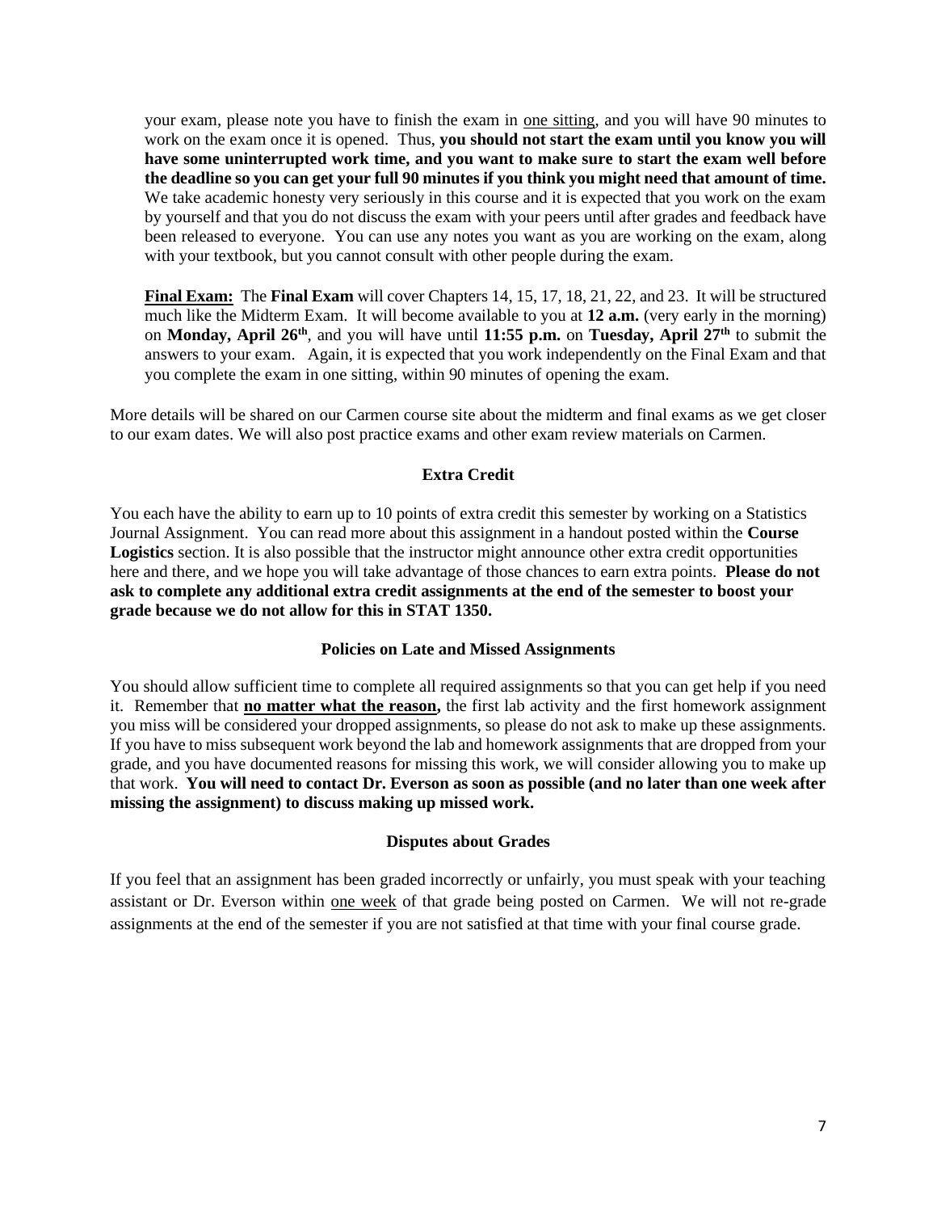your exam, please note you have to finish the exam in one sitting, and you will have 90 minutes to work on the exam once it is opened. Thus, **you should not start the exam until you know you will have some uninterrupted work time, and you want to make sure to start the exam well before the deadline so you can get your full 90 minutes if you think you might need that amount of time.** We take academic honesty very seriously in this course and it is expected that you work on the exam by yourself and that you do not discuss the exam with your peers until after grades and feedback have been released to everyone. You can use any notes you want as you are working on the exam, along with your textbook, but you cannot consult with other people during the exam.

**Final Exam:** The **Final Exam** will cover Chapters 14, 15, 17, 18, 21, 22, and 23. It will be structured much like the Midterm Exam. It will become available to you at **12 a.m.** (very early in the morning) on **Monday, April 26th**, and you will have until **11:55 p.m.** on **Tuesday, April 27th** to submit the answers to your exam. Again, it is expected that you work independently on the Final Exam and that you complete the exam in one sitting, within 90 minutes of opening the exam.

More details will be shared on our Carmen course site about the midterm and final exams as we get closer to our exam dates. We will also post practice exams and other exam review materials on Carmen.

## Extra Credit

You each have the ability to earn up to 10 points of extra credit this semester by working on a Statistics Journal Assignment. You can read more about this assignment in a handout posted within the **Course Logistics** section. It is also possible that the instructor might announce other extra credit opportunities here and there, and we hope you will take advantage of those chances to earn extra points. **Please do not ask to complete any additional extra credit assignments at the end of the semester to boost your grade because we do not allow for this in STAT 1350.**

## Policies on Late and Missed Assignments

You should allow sufficient time to complete all required assignments so that you can get help if you need it. Remember that **no matter what the reason,** the first lab activity and the first homework assignment you miss will be considered your dropped assignments, so please do not ask to make up these assignments. If you have to miss subsequent work beyond the lab and homework assignments that are dropped from your grade, and you have documented reasons for missing this work, we will consider allowing you to make up that work. **You will need to contact Dr. Everson as soon as possible (and no later than one week after missing the assignment) to discuss making up missed work.**

## Disputes about Grades

If you feel that an assignment has been graded incorrectly or unfairly, you must speak with your teaching assistant or Dr. Everson within one week of that grade being posted on Carmen. We will not re-grade assignments at the end of the semester if you are not satisfied at that time with your final course grade.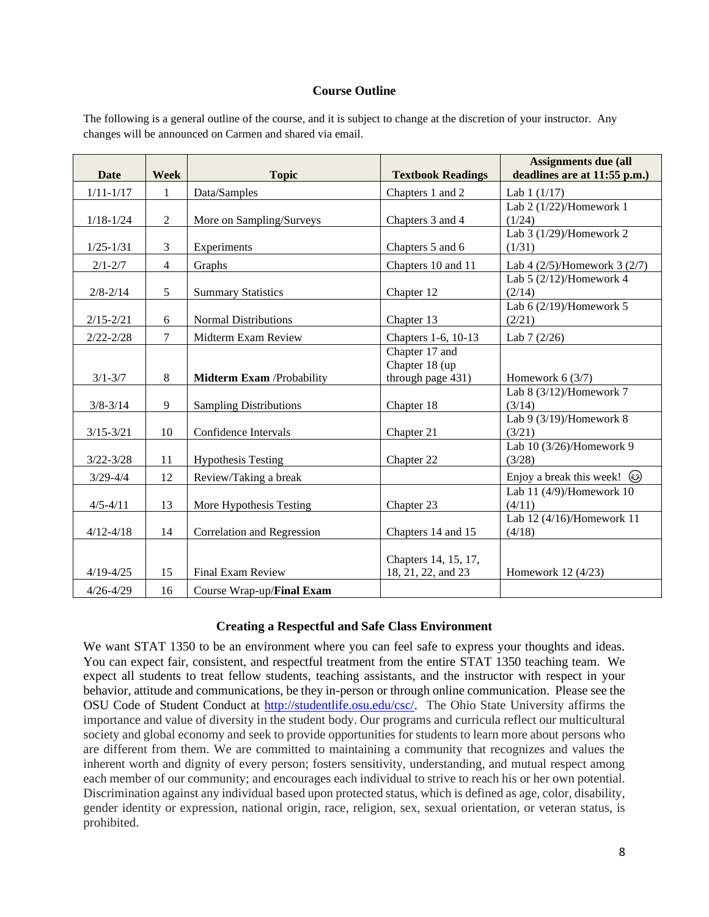## Course Outline

The following is a general outline of the course, and it is subject to change at the discretion of your instructor. Any changes will be announced on Carmen and shared via email.

| Date | Week | Topic | Textbook Readings | Assignments due (all deadlines are at 11:55 p.m.) |
|---|---|---|---|---|
| 1/11-1/17 | 1 | Data/Samples | Chapters 1 and 2 | Lab 1 (1/17) |
| 1/18-1/24 | 2 | More on Sampling/Surveys | Chapters 3 and 4 | Lab 2 (1/22)/Homework 1 (1/24) |
| 1/25-1/31 | 3 | Experiments | Chapters 5 and 6 | Lab 3 (1/29)/Homework 2 (1/31) |
| 2/1-2/7 | 4 | Graphs | Chapters 10 and 11 | Lab 4 (2/5)/Homework 3 (2/7) |
| 2/8-2/14 | 5 | Summary Statistics | Chapter 12 | Lab 5 (2/12)/Homework 4 (2/14) |
| 2/15-2/21 | 6 | Normal Distributions | Chapter 13 | Lab 6 (2/19)/Homework 5 (2/21) |
| 2/22-2/28 | 7 | Midterm Exam Review | Chapters 1-6, 10-13 | Lab 7 (2/26) |
| 3/1-3/7 | 8 | **Midterm Exam** /Probability | Chapter 17 and Chapter 18 (up through page 431) | Homework 6 (3/7) |
| 3/8-3/14 | 9 | Sampling Distributions | Chapter 18 | Lab 8 (3/12)/Homework 7 (3/14) |
| 3/15-3/21 | 10 | Confidence Intervals | Chapter 21 | Lab 9 (3/19)/Homework 8 (3/21) |
| 3/22-3/28 | 11 | Hypothesis Testing | Chapter 22 | Lab 10 (3/26)/Homework 9 (3/28) |
| 3/29-4/4 | 12 | Review/Taking a break | | Enjoy a break this week! 😊 |
| 4/5-4/11 | 13 | More Hypothesis Testing | Chapter 23 | Lab 11 (4/9)/Homework 10 (4/11) |
| 4/12-4/18 | 14 | Correlation and Regression | Chapters 14 and 15 | Lab 12 (4/16)/Homework 11 (4/18) |
| 4/19-4/25 | 15 | Final Exam Review | Chapters 14, 15, 17, 18, 21, 22, and 23 | Homework 12 (4/23) |
| 4/26-4/29 | 16 | Course Wrap-up/**Final Exam** | | |

## Creating a Respectful and Safe Class Environment

We want STAT 1350 to be an environment where you can feel safe to express your thoughts and ideas. You can expect fair, consistent, and respectful treatment from the entire STAT 1350 teaching team. We expect all students to treat fellow students, teaching assistants, and the instructor with respect in your behavior, attitude and communications, be they in-person or through online communication. Please see the OSU Code of Student Conduct at http://studentlife.osu.edu/csc/. The Ohio State University affirms the importance and value of diversity in the student body. Our programs and curricula reflect our multicultural society and global economy and seek to provide opportunities for students to learn more about persons who are different from them. We are committed to maintaining a community that recognizes and values the inherent worth and dignity of every person; fosters sensitivity, understanding, and mutual respect among each member of our community; and encourages each individual to strive to reach his or her own potential. Discrimination against any individual based upon protected status, which is defined as age, color, disability, gender identity or expression, national origin, race, religion, sex, sexual orientation, or veteran status, is prohibited.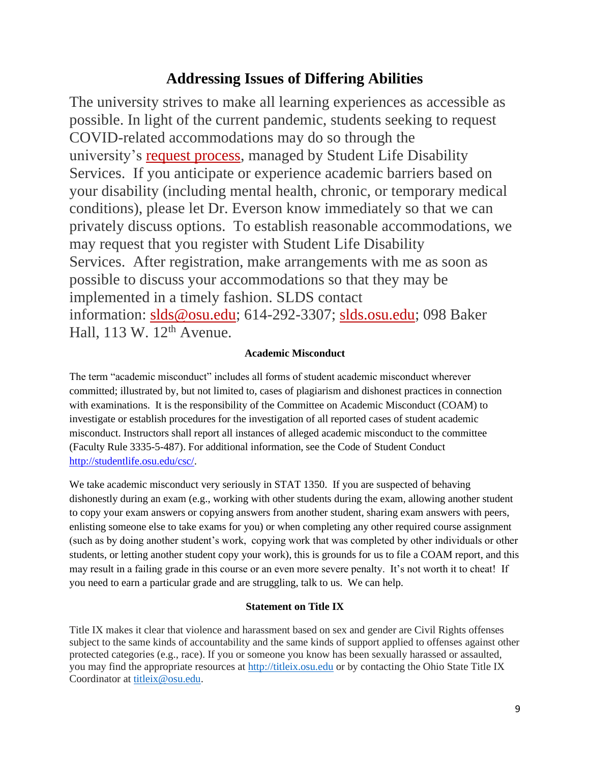## Addressing Issues of Differing Abilities

The university strives to make all learning experiences as accessible as possible. In light of the current pandemic, students seeking to request COVID-related accommodations may do so through the university's request process, managed by Student Life Disability Services. If you anticipate or experience academic barriers based on your disability (including mental health, chronic, or temporary medical conditions), please let Dr. Everson know immediately so that we can privately discuss options. To establish reasonable accommodations, we may request that you register with Student Life Disability Services. After registration, make arrangements with me as soon as possible to discuss your accommodations so that they may be implemented in a timely fashion. SLDS contact information: slds@osu.edu; 614-292-3307; slds.osu.edu; 098 Baker Hall, 113 W. 12th Avenue.

### Academic Misconduct

The term "academic misconduct" includes all forms of student academic misconduct wherever committed; illustrated by, but not limited to, cases of plagiarism and dishonest practices in connection with examinations. It is the responsibility of the Committee on Academic Misconduct (COAM) to investigate or establish procedures for the investigation of all reported cases of student academic misconduct. Instructors shall report all instances of alleged academic misconduct to the committee (Faculty Rule 3335-5-487). For additional information, see the Code of Student Conduct http://studentlife.osu.edu/csc/.

We take academic misconduct very seriously in STAT 1350. If you are suspected of behaving dishonestly during an exam (e.g., working with other students during the exam, allowing another student to copy your exam answers or copying answers from another student, sharing exam answers with peers, enlisting someone else to take exams for you) or when completing any other required course assignment (such as by doing another student's work, copying work that was completed by other individuals or other students, or letting another student copy your work), this is grounds for us to file a COAM report, and this may result in a failing grade in this course or an even more severe penalty. It's not worth it to cheat! If you need to earn a particular grade and are struggling, talk to us. We can help.

### Statement on Title IX

Title IX makes it clear that violence and harassment based on sex and gender are Civil Rights offenses subject to the same kinds of accountability and the same kinds of support applied to offenses against other protected categories (e.g., race). If you or someone you know has been sexually harassed or assaulted, you may find the appropriate resources at http://titleix.osu.edu or by contacting the Ohio State Title IX Coordinator at titleix@osu.edu.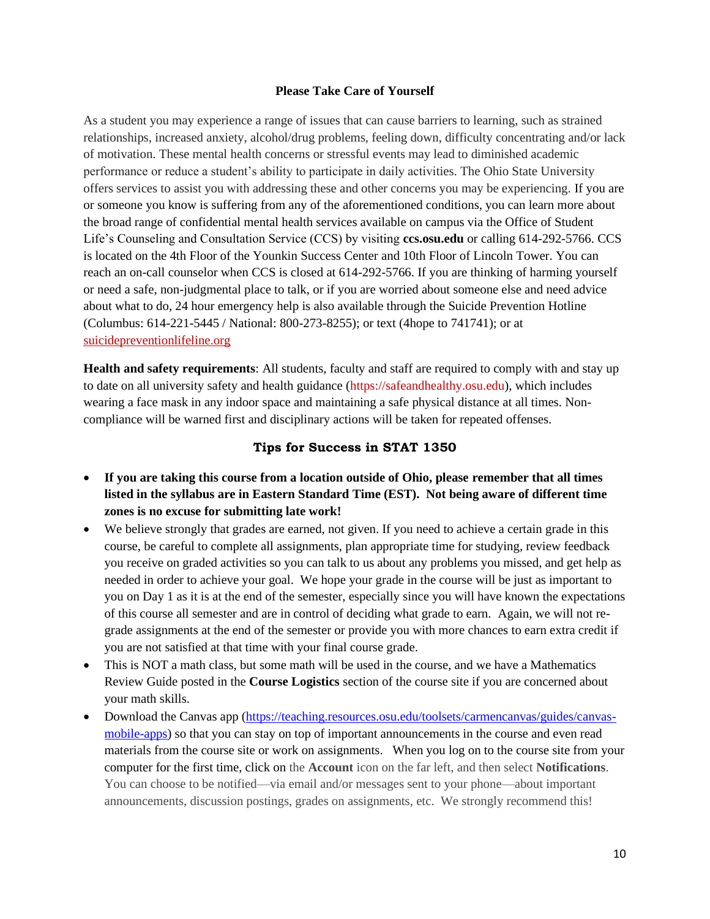### Please Take Care of Yourself

As a student you may experience a range of issues that can cause barriers to learning, such as strained relationships, increased anxiety, alcohol/drug problems, feeling down, difficulty concentrating and/or lack of motivation. These mental health concerns or stressful events may lead to diminished academic performance or reduce a student's ability to participate in daily activities. The Ohio State University offers services to assist you with addressing these and other concerns you may be experiencing. If you are or someone you know is suffering from any of the aforementioned conditions, you can learn more about the broad range of confidential mental health services available on campus via the Office of Student Life's Counseling and Consultation Service (CCS) by visiting **ccs.osu.edu** or calling 614-292-5766. CCS is located on the 4th Floor of the Younkin Success Center and 10th Floor of Lincoln Tower. You can reach an on-call counselor when CCS is closed at 614-292-5766. If you are thinking of harming yourself or need a safe, non-judgmental place to talk, or if you are worried about someone else and need advice about what to do, 24 hour emergency help is also available through the Suicide Prevention Hotline (Columbus: 614-221-5445 / National: 800-273-8255); or text (4hope to 741741); or at suicidepreventionlifeline.org

**Health and safety requirements**: All students, faculty and staff are required to comply with and stay up to date on all university safety and health guidance (https://safeandhealthy.osu.edu), which includes wearing a face mask in any indoor space and maintaining a safe physical distance at all times. Non-compliance will be warned first and disciplinary actions will be taken for repeated offenses.

### Tips for Success in STAT 1350

- **If you are taking this course from a location outside of Ohio, please remember that all times listed in the syllabus are in Eastern Standard Time (EST). Not being aware of different time zones is no excuse for submitting late work!**
- We believe strongly that grades are earned, not given. If you need to achieve a certain grade in this course, be careful to complete all assignments, plan appropriate time for studying, review feedback you receive on graded activities so you can talk to us about any problems you missed, and get help as needed in order to achieve your goal. We hope your grade in the course will be just as important to you on Day 1 as it is at the end of the semester, especially since you will have known the expectations of this course all semester and are in control of deciding what grade to earn. Again, we will not re-grade assignments at the end of the semester or provide you with more chances to earn extra credit if you are not satisfied at that time with your final course grade.
- This is NOT a math class, but some math will be used in the course, and we have a Mathematics Review Guide posted in the **Course Logistics** section of the course site if you are concerned about your math skills.
- Download the Canvas app (https://teaching.resources.osu.edu/toolsets/carmencanvas/guides/canvas-mobile-apps) so that you can stay on top of important announcements in the course and even read materials from the course site or work on assignments. When you log on to the course site from your computer for the first time, click on the **Account** icon on the far left, and then select **Notifications**. You can choose to be notified—via email and/or messages sent to your phone—about important announcements, discussion postings, grades on assignments, etc. We strongly recommend this!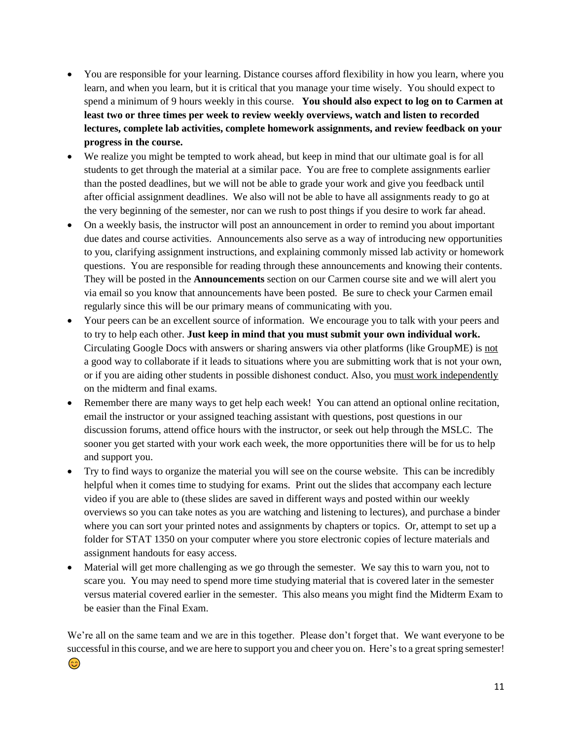- You are responsible for your learning. Distance courses afford flexibility in how you learn, where you learn, and when you learn, but it is critical that you manage your time wisely. You should expect to spend a minimum of 9 hours weekly in this course. **You should also expect to log on to Carmen at least two or three times per week to review weekly overviews, watch and listen to recorded lectures, complete lab activities, complete homework assignments, and review feedback on your progress in the course.**
- We realize you might be tempted to work ahead, but keep in mind that our ultimate goal is for all students to get through the material at a similar pace. You are free to complete assignments earlier than the posted deadlines, but we will not be able to grade your work and give you feedback until after official assignment deadlines. We also will not be able to have all assignments ready to go at the very beginning of the semester, nor can we rush to post things if you desire to work far ahead.
- On a weekly basis, the instructor will post an announcement in order to remind you about important due dates and course activities. Announcements also serve as a way of introducing new opportunities to you, clarifying assignment instructions, and explaining commonly missed lab activity or homework questions. You are responsible for reading through these announcements and knowing their contents. They will be posted in the **Announcements** section on our Carmen course site and we will alert you via email so you know that announcements have been posted. Be sure to check your Carmen email regularly since this will be our primary means of communicating with you.
- Your peers can be an excellent source of information. We encourage you to talk with your peers and to try to help each other. **Just keep in mind that you must submit your own individual work.** Circulating Google Docs with answers or sharing answers via other platforms (like GroupME) is not a good way to collaborate if it leads to situations where you are submitting work that is not your own, or if you are aiding other students in possible dishonest conduct. Also, you must work independently on the midterm and final exams.
- Remember there are many ways to get help each week! You can attend an optional online recitation, email the instructor or your assigned teaching assistant with questions, post questions in our discussion forums, attend office hours with the instructor, or seek out help through the MSLC. The sooner you get started with your work each week, the more opportunities there will be for us to help and support you.
- Try to find ways to organize the material you will see on the course website. This can be incredibly helpful when it comes time to studying for exams. Print out the slides that accompany each lecture video if you are able to (these slides are saved in different ways and posted within our weekly overviews so you can take notes as you are watching and listening to lectures), and purchase a binder where you can sort your printed notes and assignments by chapters or topics. Or, attempt to set up a folder for STAT 1350 on your computer where you store electronic copies of lecture materials and assignment handouts for easy access.
- Material will get more challenging as we go through the semester. We say this to warn you, not to scare you. You may need to spend more time studying material that is covered later in the semester versus material covered earlier in the semester. This also means you might find the Midterm Exam to be easier than the Final Exam.

We're all on the same team and we are in this together. Please don't forget that. We want everyone to be successful in this course, and we are here to support you and cheer you on. Here's to a great spring semester! 😊